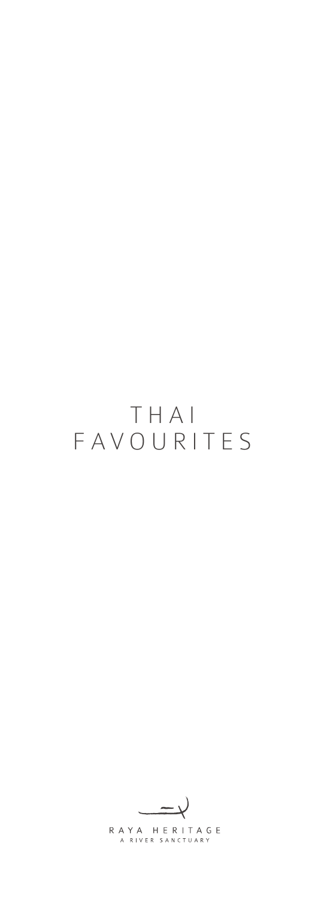# THAI FAVOURITES

RAYA HERITAGE
A RIVER SANCTUARY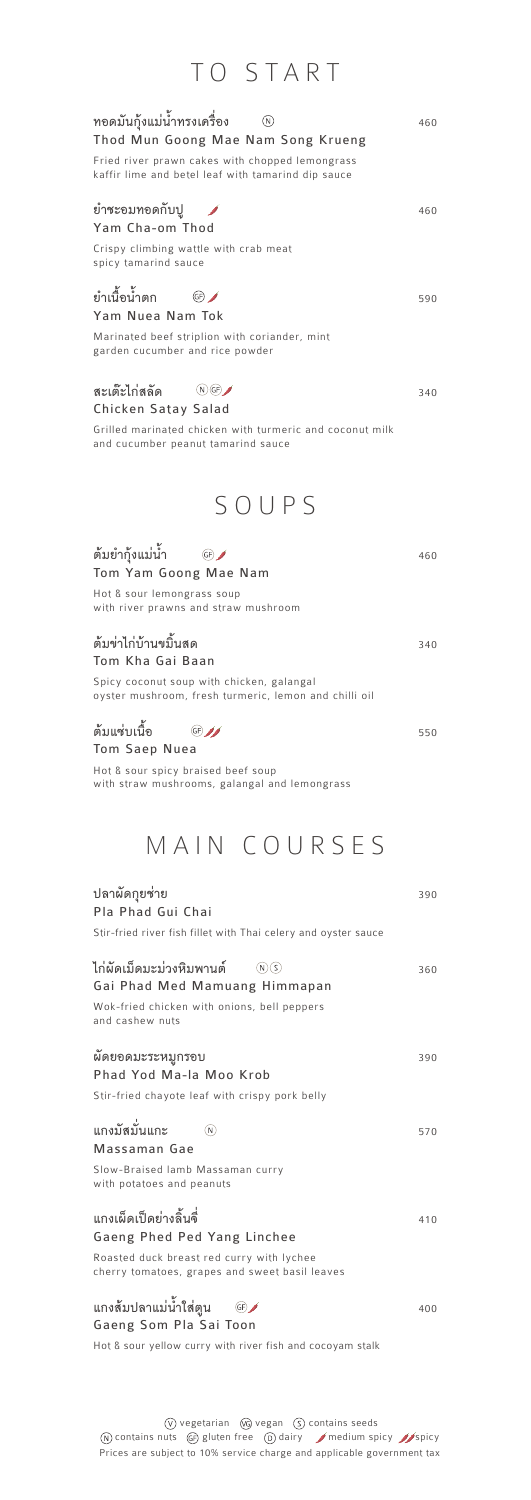# TO START

**ทอดมันกุ้งแม่น้ำทรงเครื่อง** Ⓝ
**Thod Mun Goong Mae Nam Song Krueng** 460
Fried river prawn cakes with chopped lemongrass kaffir lime and betel leaf with tamarind dip sauce

**ยำชะอมทอดกับปู** (medium spicy)
**Yam Cha-om Thod** 460
Crispy climbing wattle with crab meat spicy tamarind sauce

**ยำเนื้อน้ำตก** Ⓖⓕ (medium spicy)
**Yam Nuea Nam Tok** 590
Marinated beef striplion with coriander, mint garden cucumber and rice powder

**สะเต๊ะไก่สลัด** Ⓝ Ⓖⓕ (medium spicy)
**Chicken Satay Salad** 340
Grilled marinated chicken with turmeric and coconut milk and cucumber peanut tamarind sauce

# SOUPS

**ต้มยำกุ้งแม่น้ำ** Ⓖⓕ (medium spicy)
**Tom Yam Goong Mae Nam** 460
Hot & sour lemongrass soup with river prawns and straw mushroom

**ต้มข่าไก่บ้านขมิ้นสด**
**Tom Kha Gai Baan** 340
Spicy coconut soup with chicken, galangal oyster mushroom, fresh turmeric, lemon and chilli oil

**ต้มแซ่บเนื้อ** Ⓖⓕ (spicy)
**Tom Saep Nuea** 550
Hot & sour spicy braised beef soup with straw mushrooms, galangal and lemongrass

# MAIN COURSES

**ปลาผัดกุยช่าย**
**Pla Phad Gui Chai** 390
Stir-fried river fish fillet with Thai celery and oyster sauce

**ไก่ผัดเม็ดมะม่วงหิมพานต์** Ⓝ Ⓢ
**Gai Phad Med Mamuang Himmapan** 360
Wok-fried chicken with onions, bell peppers and cashew nuts

**ผัดยอดมะระหมูกรอบ**
**Phad Yod Ma-la Moo Krob** 390
Stir-fried chayote leaf with crispy pork belly

**แกงมัสมั่นแกะ** Ⓝ
**Massaman Gae** 570
Slow-Braised lamb Massaman curry with potatoes and peanuts

**แกงเผ็ดเป็ดย่างลิ้นจี่**
**Gaeng Phed Ped Yang Linchee** 410
Roasted duck breast red curry with lychee cherry tomatoes, grapes and sweet basil leaves

**แกงส้มปลาแม่น้ำใส่ตูน** Ⓖⓕ (medium spicy)
**Gaeng Som Pla Sai Toon** 400
Hot & sour yellow curry with river fish and cocoyam stalk

---

Ⓥ vegetarian Ⓥⓖ vegan Ⓢ contains seeds
Ⓝ contains nuts Ⓖⓕ gluten free Ⓓ dairy (one chilli) medium spicy (two chillies) spicy
Prices are subject to 10% service charge and applicable government tax